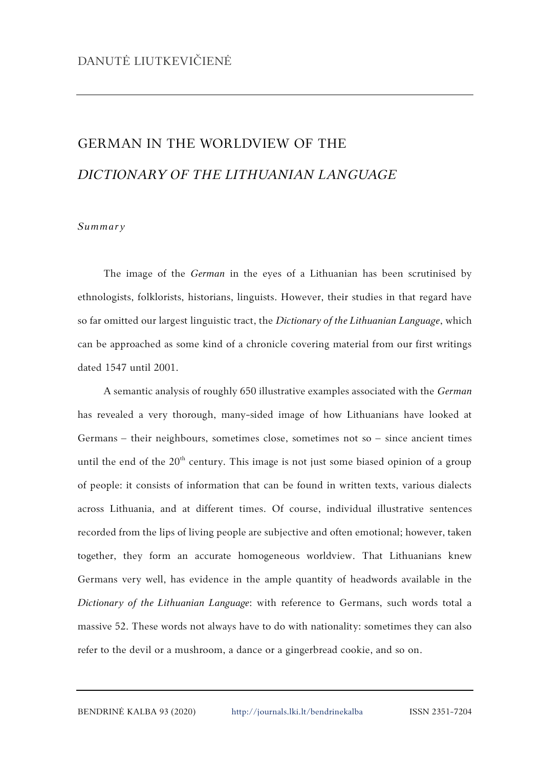DANUTĖ LIUTKEVIČIENĖ

# GERMAN IN THE WORLDVIEW OF THE *DICTIONARY OF THE LITHUANIAN LANGUAGE*

*Summary*

The image of the *German* in the eyes of a Lithuanian has been scrutinised by ethnologists, folklorists, historians, linguists. However, their studies in that regard have so far omitted our largest linguistic tract, the *Dictionary of the Lithuanian Language*, which can be approached as some kind of a chronicle covering material from our first writings dated 1547 until 2001.

A semantic analysis of roughly 650 illustrative examples associated with the *German* has revealed a very thorough, many-sided image of how Lithuanians have looked at Germans – their neighbours, sometimes close, sometimes not so – since ancient times until the end of the 20th century. This image is not just some biased opinion of a group of people: it consists of information that can be found in written texts, various dialects across Lithuania, and at different times. Of course, individual illustrative sentences recorded from the lips of living people are subjective and often emotional; however, taken together, they form an accurate homogeneous worldview. That Lithuanians knew Germans very well, has evidence in the ample quantity of headwords available in the *Dictionary of the Lithuanian Language*: with reference to Germans, such words total a massive 52. These words not always have to do with nationality: sometimes they can also refer to the devil or a mushroom, a dance or a gingerbread cookie, and so on.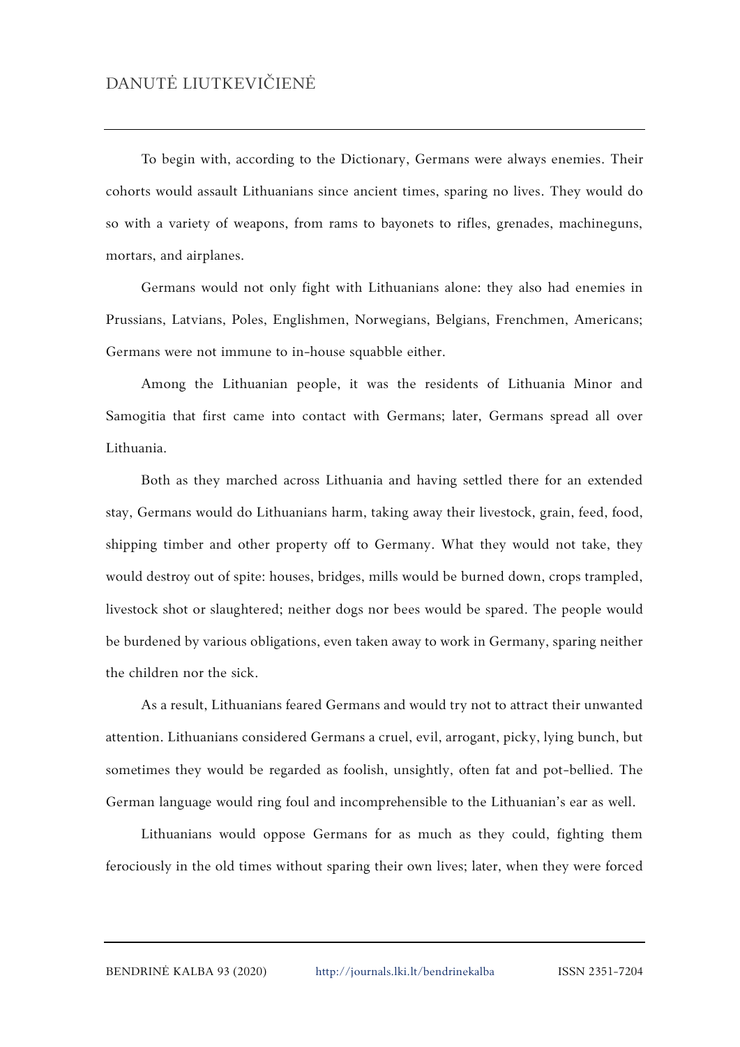To begin with, according to the Dictionary, Germans were always enemies. Their cohorts would assault Lithuanians since ancient times, sparing no lives. They would do so with a variety of weapons, from rams to bayonets to rifles, grenades, machineguns, mortars, and airplanes.

Germans would not only fight with Lithuanians alone: they also had enemies in Prussians, Latvians, Poles, Englishmen, Norwegians, Belgians, Frenchmen, Americans; Germans were not immune to in-house squabble either.

Among the Lithuanian people, it was the residents of Lithuania Minor and Samogitia that first came into contact with Germans; later, Germans spread all over Lithuania.

Both as they marched across Lithuania and having settled there for an extended stay, Germans would do Lithuanians harm, taking away their livestock, grain, feed, food, shipping timber and other property off to Germany. What they would not take, they would destroy out of spite: houses, bridges, mills would be burned down, crops trampled, livestock shot or slaughtered; neither dogs nor bees would be spared. The people would be burdened by various obligations, even taken away to work in Germany, sparing neither the children nor the sick.

As a result, Lithuanians feared Germans and would try not to attract their unwanted attention. Lithuanians considered Germans a cruel, evil, arrogant, picky, lying bunch, but sometimes they would be regarded as foolish, unsightly, often fat and pot-bellied. The German language would ring foul and incomprehensible to the Lithuanian's ear as well.

Lithuanians would oppose Germans for as much as they could, fighting them ferociously in the old times without sparing their own lives; later, when they were forced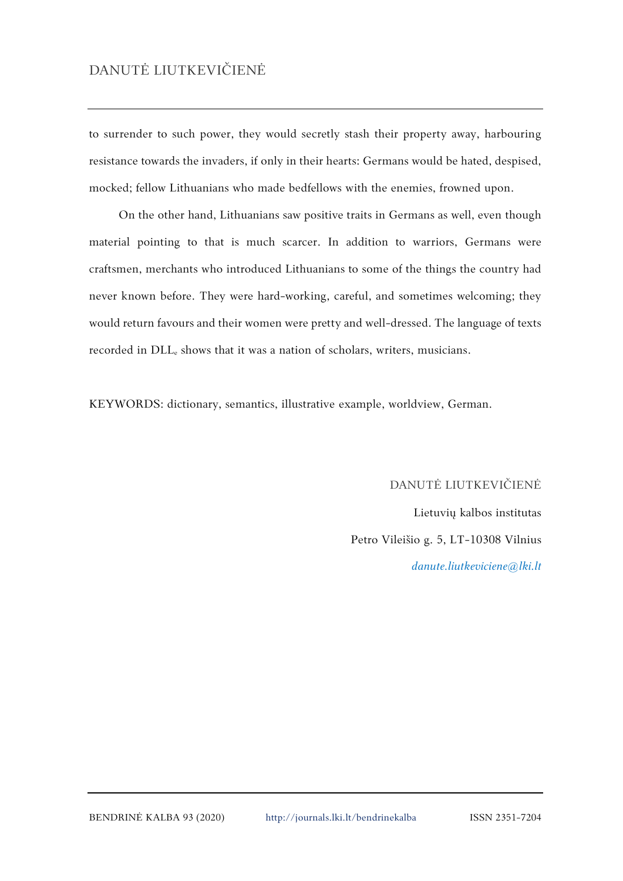to surrender to such power, they would secretly stash their property away, harbouring resistance towards the invaders, if only in their hearts: Germans would be hated, despised, mocked; fellow Lithuanians who made bedfellows with the enemies, frowned upon.

On the other hand, Lithuanians saw positive traits in Germans as well, even though material pointing to that is much scarcer. In addition to warriors, Germans were craftsmen, merchants who introduced Lithuanians to some of the things the country had never known before. They were hard-working, careful, and sometimes welcoming; they would return favours and their women were pretty and well-dressed. The language of texts recorded in $DLL_e$ shows that it was a nation of scholars, writers, musicians.

KEYWORDS: dictionary, semantics, illustrative example, worldview, German.

DANUTĖ LIUTKEVIČIENĖ

Lietuvių kalbos institutas

Petro Vileišio g. 5, LT-10308 Vilnius

*danute.liutkeviciene@lki.lt*